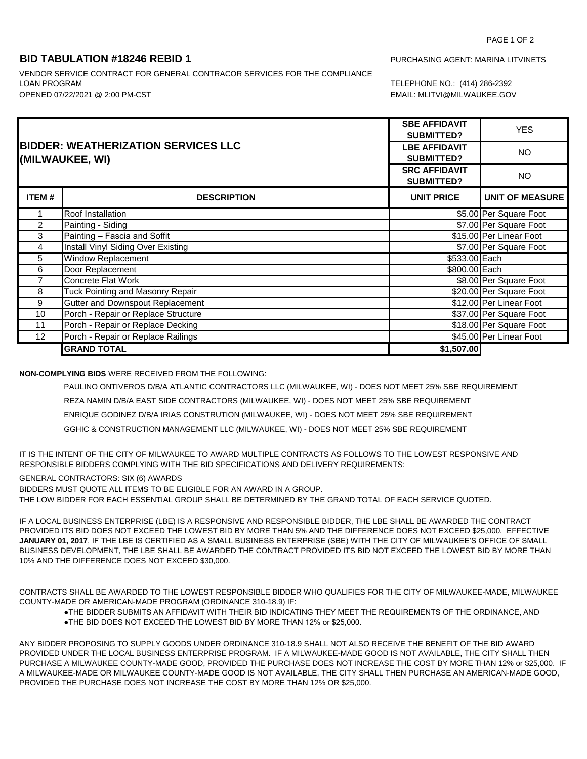## BID TABULATION #18246 REBID 1

PURCHASING AGENT: MARINA LITVINETS

VENDOR SERVICE CONTRACT FOR GENERAL CONTRACOR SERVICES FOR THE COMPLIANCE LOAN PROGRAM

TELEPHONE NO.: (414) 286-2392

OPENED 07/22/2021 @ 2:00 PM-CST

EMAIL: MLITVI@MILWAUKEE.GOV

| **BIDDER: WEATHERIZATION SERVICES LLC (MILWAUKEE, WI)** | | **SBE AFFIDAVIT SUBMITTED?** | YES |
|---|---|---|---|
| | | **LBE AFFIDAVIT SUBMITTED?** | NO |
| | | **SRC AFFIDAVIT SUBMITTED?** | NO |
| **ITEM #** | **DESCRIPTION** | **UNIT PRICE** | **UNIT OF MEASURE** |
| 1 | Roof Installation | $5.00 | Per Square Foot |
| 2 | Painting - Siding | $7.00 | Per Square Foot |
| 3 | Painting – Fascia and Soffit | $15.00 | Per Linear Foot |
| 4 | Install Vinyl Siding Over Existing | $7.00 | Per Square Foot |
| 5 | Window Replacement | $533.00 | Each |
| 6 | Door Replacement | $800.00 | Each |
| 7 | Concrete Flat Work | $8.00 | Per Square Foot |
| 8 | Tuck Pointing and Masonry Repair | $20.00 | Per Square Foot |
| 9 | Gutter and Downspout Replacement | $12.00 | Per Linear Foot |
| 10 | Porch - Repair or Replace Structure | $37.00 | Per Square Foot |
| 11 | Porch - Repair or Replace Decking | $18.00 | Per Square Foot |
| 12 | Porch - Repair or Replace Railings | $45.00 | Per Linear Foot |
| | **GRAND TOTAL** | **$1,507.00** | |

**NON-COMPLYING BIDS** WERE RECEIVED FROM THE FOLLOWING:

PAULINO ONTIVEROS D/B/A ATLANTIC CONTRACTORS LLC (MILWAUKEE, WI) - DOES NOT MEET 25% SBE REQUIREMENT

REZA NAMIN D/B/A EAST SIDE CONTRACTORS (MILWAUKEE, WI) - DOES NOT MEET 25% SBE REQUIREMENT

ENRIQUE GODINEZ D/B/A IRIAS CONSTRUTION (MILWAUKEE, WI) - DOES NOT MEET 25% SBE REQUIREMENT

GGHIC & CONSTRUCTION MANAGEMENT LLC (MILWAUKEE, WI) - DOES NOT MEET 25% SBE REQUIREMENT

IT IS THE INTENT OF THE CITY OF MILWAUKEE TO AWARD MULTIPLE CONTRACTS AS FOLLOWS TO THE LOWEST RESPONSIVE AND RESPONSIBLE BIDDERS COMPLYING WITH THE BID SPECIFICATIONS AND DELIVERY REQUIREMENTS:

GENERAL CONTRACTORS: SIX (6) AWARDS

BIDDERS MUST QUOTE ALL ITEMS TO BE ELIGIBLE FOR AN AWARD IN A GROUP.

THE LOW BIDDER FOR EACH ESSENTIAL GROUP SHALL BE DETERMINED BY THE GRAND TOTAL OF EACH SERVICE QUOTED.

IF A LOCAL BUSINESS ENTERPRISE (LBE) IS A RESPONSIVE AND RESPONSIBLE BIDDER, THE LBE SHALL BE AWARDED THE CONTRACT PROVIDED ITS BID DOES NOT EXCEED THE LOWEST BID BY MORE THAN 5% AND THE DIFFERENCE DOES NOT EXCEED $25,000. EFFECTIVE **JANUARY 01, 2017**, IF THE LBE IS CERTIFIED AS A SMALL BUSINESS ENTERPRISE (SBE) WITH THE CITY OF MILWAUKEE'S OFFICE OF SMALL BUSINESS DEVELOPMENT, THE LBE SHALL BE AWARDED THE CONTRACT PROVIDED ITS BID NOT EXCEED THE LOWEST BID BY MORE THAN 10% AND THE DIFFERENCE DOES NOT EXCEED $30,000.

CONTRACTS SHALL BE AWARDED TO THE LOWEST RESPONSIBLE BIDDER WHO QUALIFIES FOR THE CITY OF MILWAUKEE-MADE, MILWAUKEE COUNTY-MADE OR AMERICAN-MADE PROGRAM (ORDINANCE 310-18.9) IF:

- THE BIDDER SUBMITS AN AFFIDAVIT WITH THEIR BID INDICATING THEY MEET THE REQUIREMENTS OF THE ORDINANCE, AND
- THE BID DOES NOT EXCEED THE LOWEST BID BY MORE THAN 12% or $25,000.

ANY BIDDER PROPOSING TO SUPPLY GOODS UNDER ORDINANCE 310-18.9 SHALL NOT ALSO RECEIVE THE BENEFIT OF THE BID AWARD PROVIDED UNDER THE LOCAL BUSINESS ENTERPRISE PROGRAM. IF A MILWAUKEE-MADE GOOD IS NOT AVAILABLE, THE CITY SHALL THEN PURCHASE A MILWAUKEE COUNTY-MADE GOOD, PROVIDED THE PURCHASE DOES NOT INCREASE THE COST BY MORE THAN 12% or $25,000. IF A MILWAUKEE-MADE OR MILWAUKEE COUNTY-MADE GOOD IS NOT AVAILABLE, THE CITY SHALL THEN PURCHASE AN AMERICAN-MADE GOOD, PROVIDED THE PURCHASE DOES NOT INCREASE THE COST BY MORE THAN 12% OR $25,000.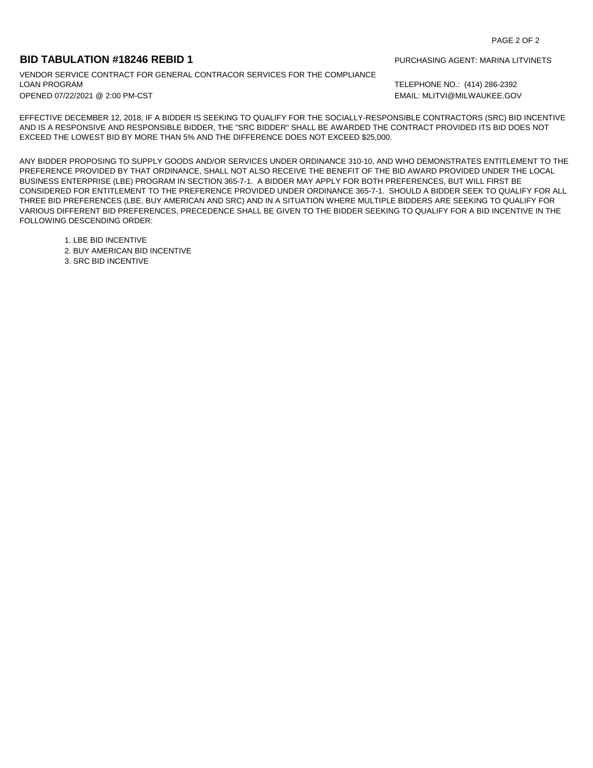## BID TABULATION #18246 REBID 1

PURCHASING AGENT: MARINA LITVINETS

VENDOR SERVICE CONTRACT FOR GENERAL CONTRACOR SERVICES FOR THE COMPLIANCE LOAN PROGRAM

TELEPHONE NO.: (414) 286-2392

OPENED 07/22/2021 @ 2:00 PM-CST

EMAIL: MLITVI@MILWAUKEE.GOV

EFFECTIVE DECEMBER 12, 2018, IF A BIDDER IS SEEKING TO QUALIFY FOR THE SOCIALLY-RESPONSIBLE CONTRACTORS (SRC) BID INCENTIVE AND IS A RESPONSIVE AND RESPONSIBLE BIDDER, THE "SRC BIDDER" SHALL BE AWARDED THE CONTRACT PROVIDED ITS BID DOES NOT EXCEED THE LOWEST BID BY MORE THAN 5% AND THE DIFFERENCE DOES NOT EXCEED $25,000.

ANY BIDDER PROPOSING TO SUPPLY GOODS AND/OR SERVICES UNDER ORDINANCE 310-10, AND WHO DEMONSTRATES ENTITLEMENT TO THE PREFERENCE PROVIDED BY THAT ORDINANCE, SHALL NOT ALSO RECEIVE THE BENEFIT OF THE BID AWARD PROVIDED UNDER THE LOCAL BUSINESS ENTERPRISE (LBE) PROGRAM IN SECTION 365-7-1. A BIDDER MAY APPLY FOR BOTH PREFERENCES, BUT WILL FIRST BE CONSIDERED FOR ENTITLEMENT TO THE PREFERENCE PROVIDED UNDER ORDINANCE 365-7-1. SHOULD A BIDDER SEEK TO QUALIFY FOR ALL THREE BID PREFERENCES (LBE, BUY AMERICAN AND SRC) AND IN A SITUATION WHERE MULTIPLE BIDDERS ARE SEEKING TO QUALIFY FOR VARIOUS DIFFERENT BID PREFERENCES, PRECEDENCE SHALL BE GIVEN TO THE BIDDER SEEKING TO QUALIFY FOR A BID INCENTIVE IN THE FOLLOWING DESCENDING ORDER:

1. LBE BID INCENTIVE
2. BUY AMERICAN BID INCENTIVE
3. SRC BID INCENTIVE